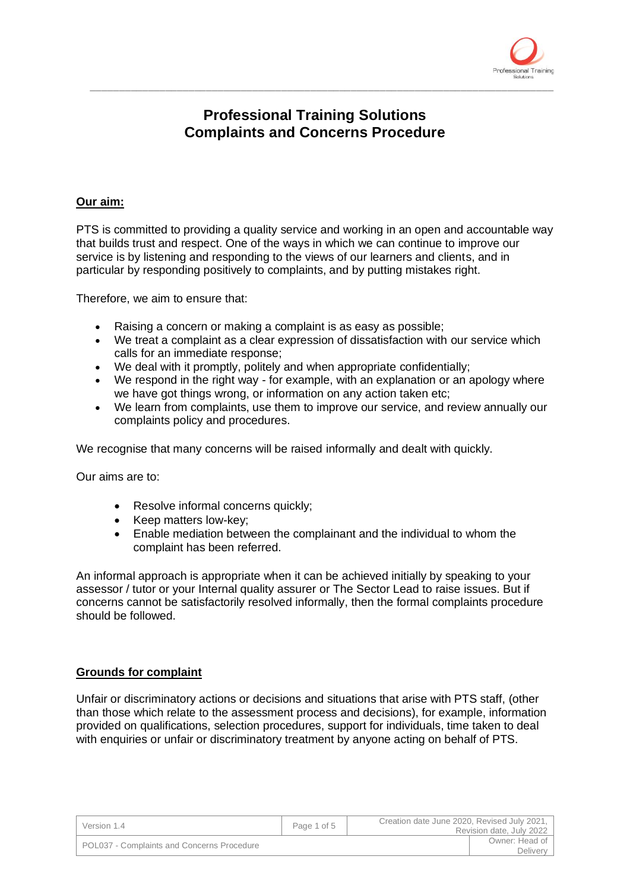# Professional Training Solutions
# Complaints and Concerns Procedure

## Our aim:

PTS is committed to providing a quality service and working in an open and accountable way that builds trust and respect. One of the ways in which we can continue to improve our service is by listening and responding to the views of our learners and clients, and in particular by responding positively to complaints, and by putting mistakes right.

Therefore, we aim to ensure that:

- Raising a concern or making a complaint is as easy as possible;
- We treat a complaint as a clear expression of dissatisfaction with our service which calls for an immediate response;
- We deal with it promptly, politely and when appropriate confidentially;
- We respond in the right way - for example, with an explanation or an apology where we have got things wrong, or information on any action taken etc;
- We learn from complaints, use them to improve our service, and review annually our complaints policy and procedures.

We recognise that many concerns will be raised informally and dealt with quickly.

Our aims are to:

- Resolve informal concerns quickly;
- Keep matters low-key;
- Enable mediation between the complainant and the individual to whom the complaint has been referred.

An informal approach is appropriate when it can be achieved initially by speaking to your assessor / tutor or your Internal quality assurer or The Sector Lead to raise issues. But if concerns cannot be satisfactorily resolved informally, then the formal complaints procedure should be followed.

## Grounds for complaint

Unfair or discriminatory actions or decisions and situations that arise with PTS staff, (other than those which relate to the assessment process and decisions), for example, information provided on qualifications, selection procedures, support for individuals, time taken to deal with enquiries or unfair or discriminatory treatment by anyone acting on behalf of PTS.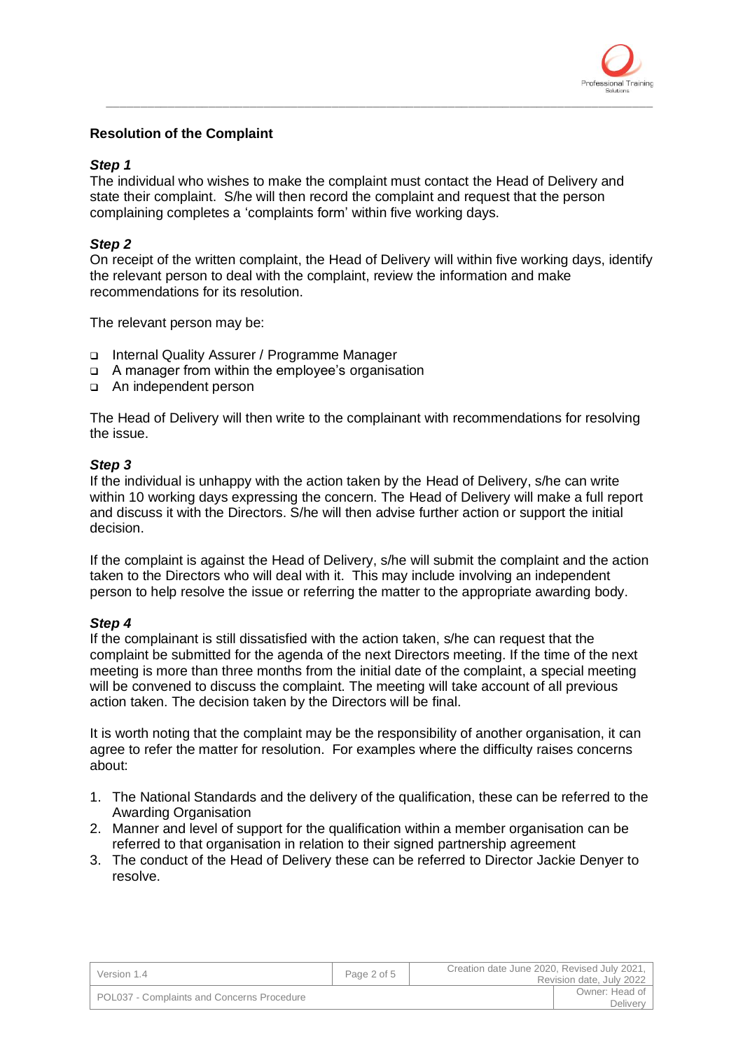## Resolution of the Complaint

***Step 1***

The individual who wishes to make the complaint must contact the Head of Delivery and state their complaint. S/he will then record the complaint and request that the person complaining completes a 'complaints form' within five working days.

***Step 2***

On receipt of the written complaint, the Head of Delivery will within five working days, identify the relevant person to deal with the complaint, review the information and make recommendations for its resolution.

The relevant person may be:

- Internal Quality Assurer / Programme Manager
- A manager from within the employee's organisation
- An independent person

The Head of Delivery will then write to the complainant with recommendations for resolving the issue.

***Step 3***

If the individual is unhappy with the action taken by the Head of Delivery, s/he can write within 10 working days expressing the concern. The Head of Delivery will make a full report and discuss it with the Directors. S/he will then advise further action or support the initial decision.

If the complaint is against the Head of Delivery, s/he will submit the complaint and the action taken to the Directors who will deal with it. This may include involving an independent person to help resolve the issue or referring the matter to the appropriate awarding body.

***Step 4***

If the complainant is still dissatisfied with the action taken, s/he can request that the complaint be submitted for the agenda of the next Directors meeting. If the time of the next meeting is more than three months from the initial date of the complaint, a special meeting will be convened to discuss the complaint. The meeting will take account of all previous action taken. The decision taken by the Directors will be final.

It is worth noting that the complaint may be the responsibility of another organisation, it can agree to refer the matter for resolution. For examples where the difficulty raises concerns about:

1. The National Standards and the delivery of the qualification, these can be referred to the Awarding Organisation
2. Manner and level of support for the qualification within a member organisation can be referred to that organisation in relation to their signed partnership agreement
3. The conduct of the Head of Delivery these can be referred to Director Jackie Denyer to resolve.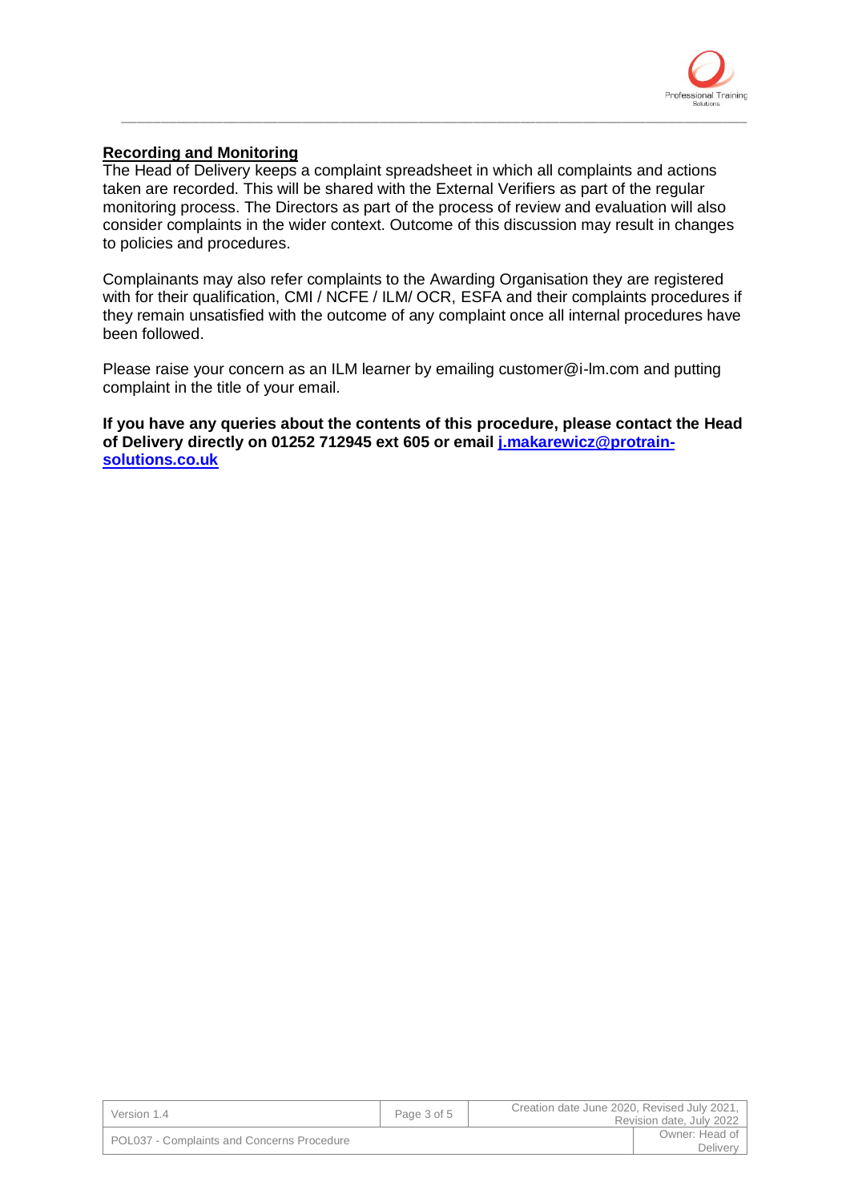## Recording and Monitoring

The Head of Delivery keeps a complaint spreadsheet in which all complaints and actions taken are recorded. This will be shared with the External Verifiers as part of the regular monitoring process. The Directors as part of the process of review and evaluation will also consider complaints in the wider context. Outcome of this discussion may result in changes to policies and procedures.

Complainants may also refer complaints to the Awarding Organisation they are registered with for their qualification, CMI / NCFE / ILM/ OCR, ESFA and their complaints procedures if they remain unsatisfied with the outcome of any complaint once all internal procedures have been followed.

Please raise your concern as an ILM learner by emailing customer@i-lm.com and putting complaint in the title of your email.

**If you have any queries about the contents of this procedure, please contact the Head of Delivery directly on 01252 712945 ext 605 or email [j.makarewicz@protrain-solutions.co.uk](mailto:j.makarewicz@protrain-solutions.co.uk)**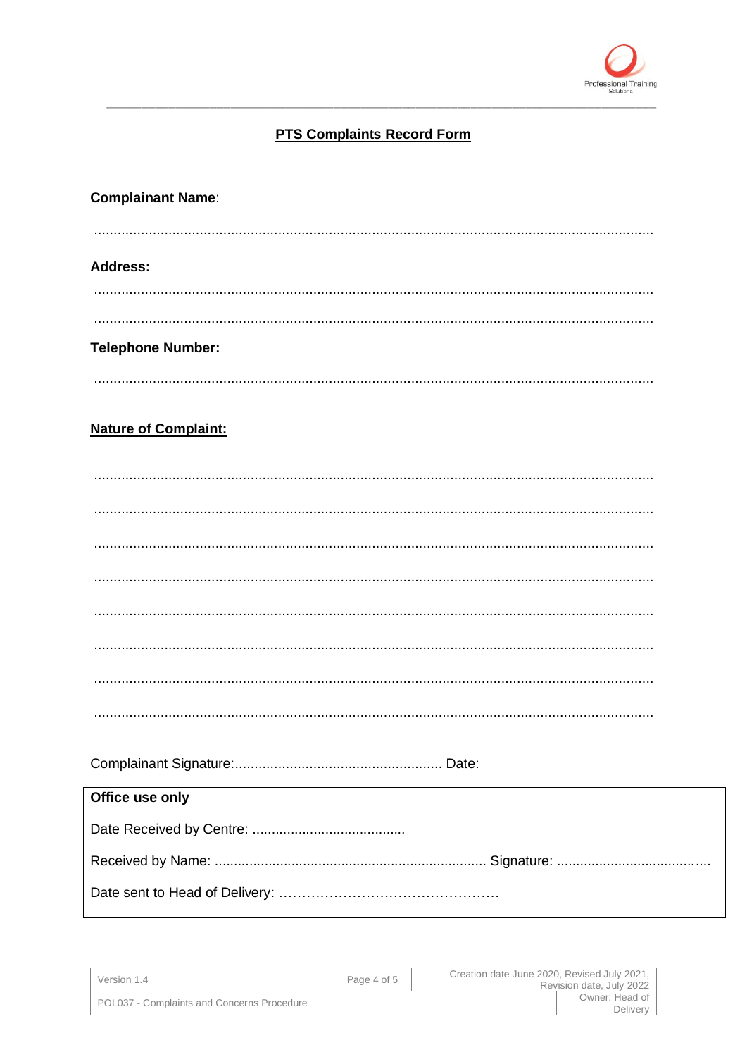## PTS Complaints Record Form

**Complainant Name**:

...................................................................................................................................................

**Address:**

...................................................................................................................................................

...................................................................................................................................................

**Telephone Number:**

...................................................................................................................................................

**Nature of Complaint:**

...................................................................................................................................................

...................................................................................................................................................

...................................................................................................................................................

...................................................................................................................................................

...................................................................................................................................................

...................................................................................................................................................

...................................................................................................................................................

...................................................................................................................................................

Complainant Signature:..................................................... Date:

| **Office use only** |
|---|
| Date Received by Centre: ........................................ |
| Received by Name: ...................................................................... Signature: ...................................... |
| Date sent to Head of Delivery: ………………………………………… |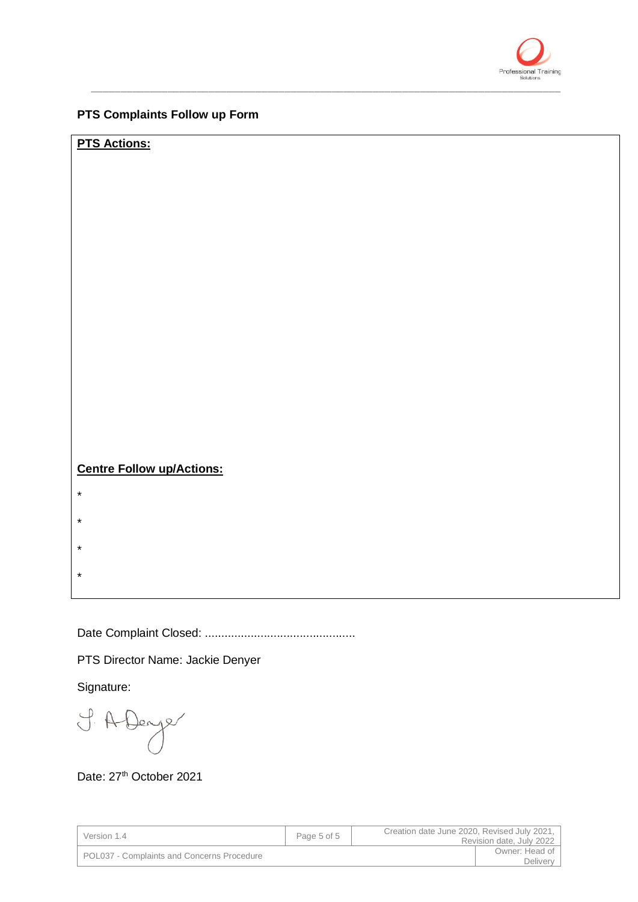**PTS Complaints Follow up Form**

**PTS Actions:**

**Centre Follow up/Actions:**

*

*

*

*

Date Complaint Closed: ..............................................

PTS Director Name: Jackie Denyer

Signature:

Date: 27th October 2021